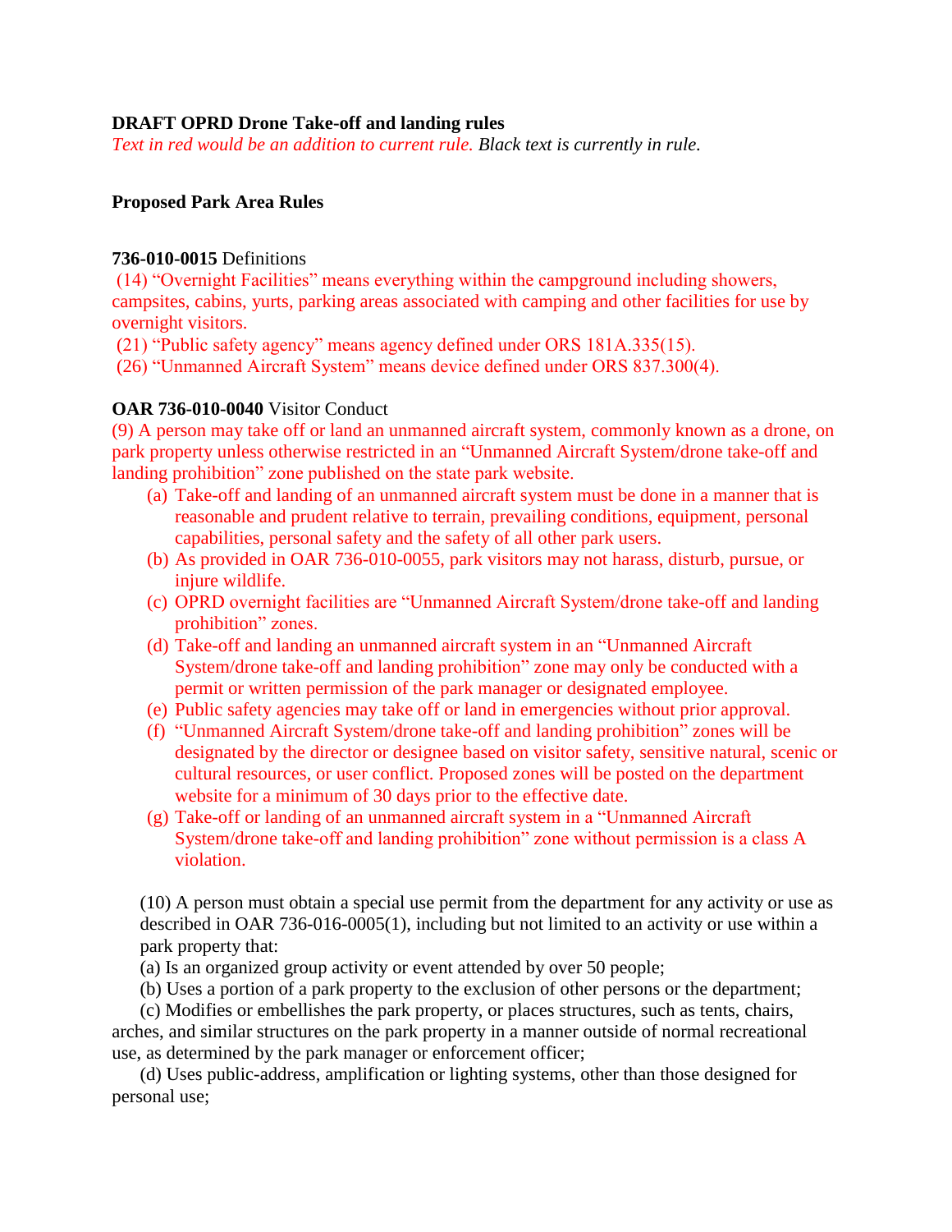**DRAFT OPRD Drone Take-off and landing rules**

*Text in red would be an addition to current rule. Black text is currently in rule.*

**Proposed Park Area Rules**

**736-010-0015** Definitions

(14) "Overnight Facilities" means everything within the campground including showers, campsites, cabins, yurts, parking areas associated with camping and other facilities for use by overnight visitors.

(21) "Public safety agency" means agency defined under ORS 181A.335(15).

(26) "Unmanned Aircraft System" means device defined under ORS 837.300(4).

**OAR 736-010-0040** Visitor Conduct

(9) A person may take off or land an unmanned aircraft system, commonly known as a drone, on park property unless otherwise restricted in an "Unmanned Aircraft System/drone take-off and landing prohibition" zone published on the state park website.

(a) Take-off and landing of an unmanned aircraft system must be done in a manner that is reasonable and prudent relative to terrain, prevailing conditions, equipment, personal capabilities, personal safety and the safety of all other park users.

(b) As provided in OAR 736-010-0055, park visitors may not harass, disturb, pursue, or injure wildlife.

(c) OPRD overnight facilities are "Unmanned Aircraft System/drone take-off and landing prohibition" zones.

(d) Take-off and landing an unmanned aircraft system in an "Unmanned Aircraft System/drone take-off and landing prohibition" zone may only be conducted with a permit or written permission of the park manager or designated employee.

(e) Public safety agencies may take off or land in emergencies without prior approval.

(f) "Unmanned Aircraft System/drone take-off and landing prohibition" zones will be designated by the director or designee based on visitor safety, sensitive natural, scenic or cultural resources, or user conflict. Proposed zones will be posted on the department website for a minimum of 30 days prior to the effective date.

(g) Take-off or landing of an unmanned aircraft system in a "Unmanned Aircraft System/drone take-off and landing prohibition" zone without permission is a class A violation.

(10) A person must obtain a special use permit from the department for any activity or use as described in OAR 736-016-0005(1), including but not limited to an activity or use within a park property that:

(a) Is an organized group activity or event attended by over 50 people;

(b) Uses a portion of a park property to the exclusion of other persons or the department;

(c) Modifies or embellishes the park property, or places structures, such as tents, chairs, arches, and similar structures on the park property in a manner outside of normal recreational use, as determined by the park manager or enforcement officer;

(d) Uses public-address, amplification or lighting systems, other than those designed for personal use;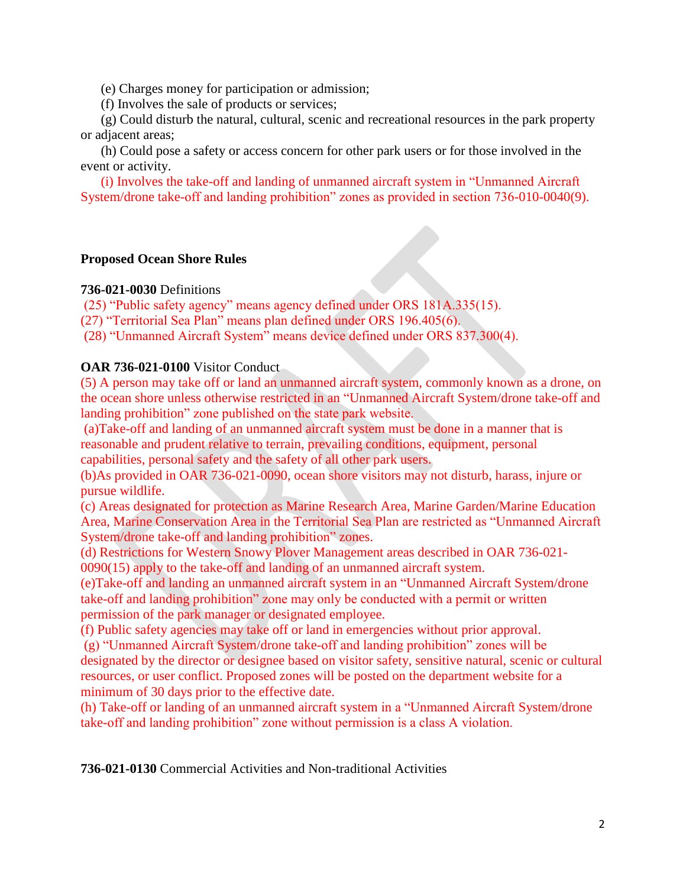(e) Charges money for participation or admission;

(f) Involves the sale of products or services;

(g) Could disturb the natural, cultural, scenic and recreational resources in the park property or adjacent areas;

(h) Could pose a safety or access concern for other park users or for those involved in the event or activity.

(i) Involves the take-off and landing of unmanned aircraft system in "Unmanned Aircraft System/drone take-off and landing prohibition" zones as provided in section 736-010-0040(9).

**Proposed Ocean Shore Rules**

**736-021-0030** Definitions

(25) "Public safety agency" means agency defined under ORS 181A.335(15).

(27) "Territorial Sea Plan" means plan defined under ORS 196.405(6).

(28) "Unmanned Aircraft System" means device defined under ORS 837.300(4).

**OAR 736-021-0100** Visitor Conduct

(5) A person may take off or land an unmanned aircraft system, commonly known as a drone, on the ocean shore unless otherwise restricted in an "Unmanned Aircraft System/drone take-off and landing prohibition" zone published on the state park website.

(a)Take-off and landing of an unmanned aircraft system must be done in a manner that is reasonable and prudent relative to terrain, prevailing conditions, equipment, personal capabilities, personal safety and the safety of all other park users.

(b)As provided in OAR 736-021-0090, ocean shore visitors may not disturb, harass, injure or pursue wildlife.

(c) Areas designated for protection as Marine Research Area, Marine Garden/Marine Education Area, Marine Conservation Area in the Territorial Sea Plan are restricted as "Unmanned Aircraft System/drone take-off and landing prohibition" zones.

(d) Restrictions for Western Snowy Plover Management areas described in OAR 736-021-0090(15) apply to the take-off and landing of an unmanned aircraft system.

(e)Take-off and landing an unmanned aircraft system in an "Unmanned Aircraft System/drone take-off and landing prohibition" zone may only be conducted with a permit or written permission of the park manager or designated employee.

(f) Public safety agencies may take off or land in emergencies without prior approval.

(g) "Unmanned Aircraft System/drone take-off and landing prohibition" zones will be designated by the director or designee based on visitor safety, sensitive natural, scenic or cultural resources, or user conflict. Proposed zones will be posted on the department website for a minimum of 30 days prior to the effective date.

(h) Take-off or landing of an unmanned aircraft system in a "Unmanned Aircraft System/drone take-off and landing prohibition" zone without permission is a class A violation.

**736-021-0130** Commercial Activities and Non-traditional Activities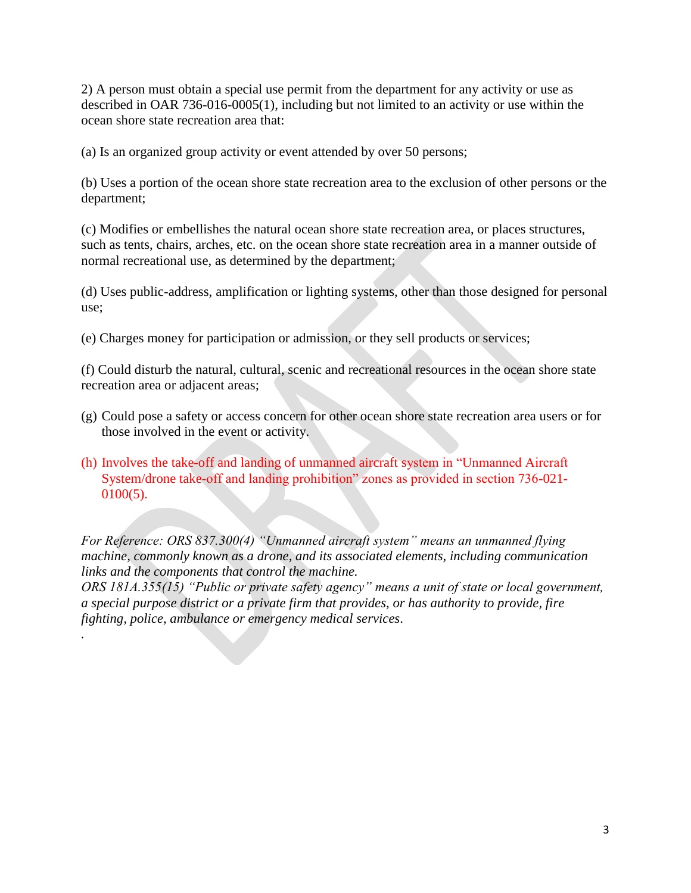2) A person must obtain a special use permit from the department for any activity or use as described in OAR 736-016-0005(1), including but not limited to an activity or use within the ocean shore state recreation area that:

(a) Is an organized group activity or event attended by over 50 persons;

(b) Uses a portion of the ocean shore state recreation area to the exclusion of other persons or the department;

(c) Modifies or embellishes the natural ocean shore state recreation area, or places structures, such as tents, chairs, arches, etc. on the ocean shore state recreation area in a manner outside of normal recreational use, as determined by the department;

(d) Uses public-address, amplification or lighting systems, other than those designed for personal use;

(e) Charges money for participation or admission, or they sell products or services;

(f) Could disturb the natural, cultural, scenic and recreational resources in the ocean shore state recreation area or adjacent areas;

(g) Could pose a safety or access concern for other ocean shore state recreation area users or for those involved in the event or activity.

(h) Involves the take-off and landing of unmanned aircraft system in "Unmanned Aircraft System/drone take-off and landing prohibition" zones as provided in section 736-021-0100(5).

*For Reference: ORS 837.300(4) "Unmanned aircraft system" means an unmanned flying machine, commonly known as a drone, and its associated elements, including communication links and the components that control the machine.*
*ORS 181A.355(15) "Public or private safety agency" means a unit of state or local government, a special purpose district or a private firm that provides, or has authority to provide, fire fighting, police, ambulance or emergency medical services.*

.